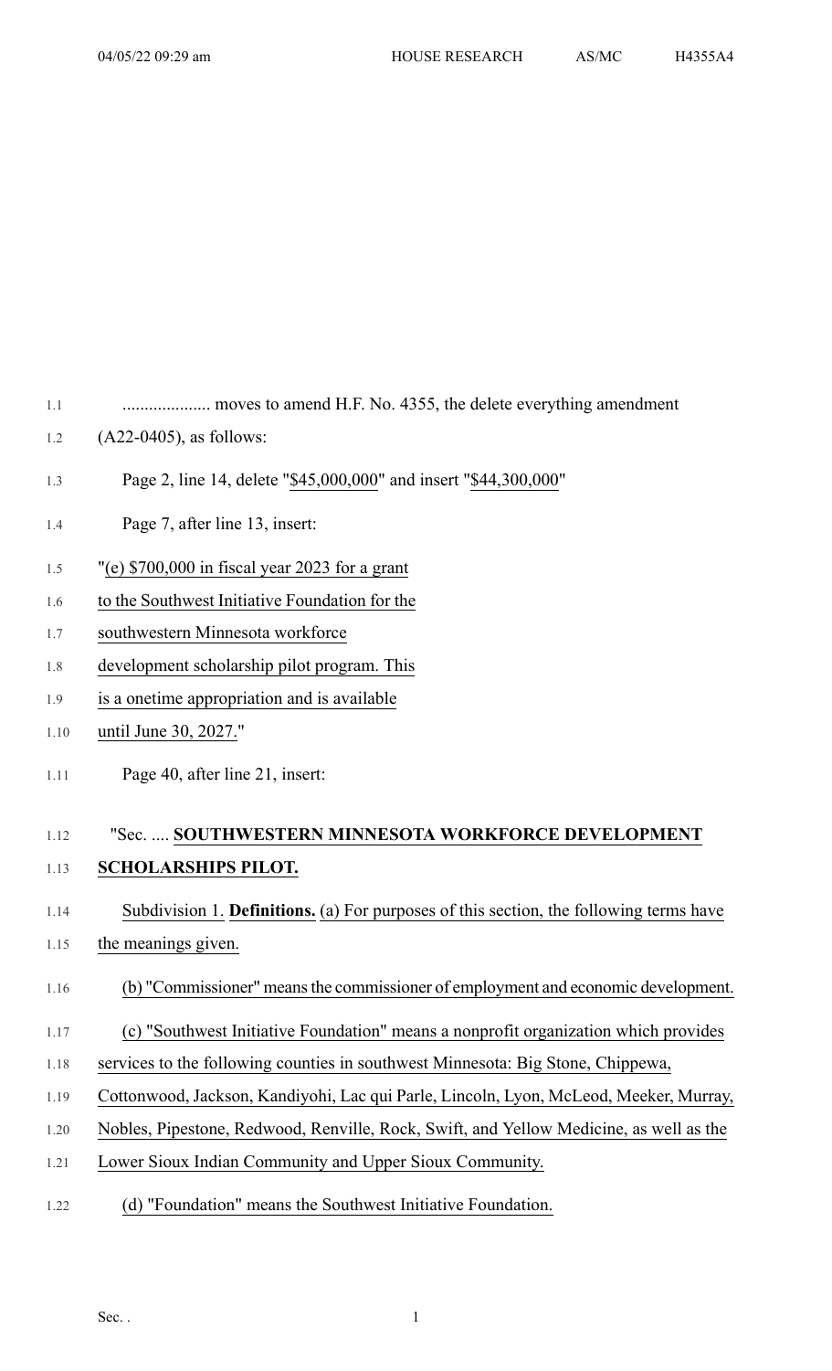.................... moves to amend H.F. No. 4355, the delete everything amendment (A22-0405), as follows:

Page 2, line 14, delete "$45,000,000" and insert "$44,300,000"

Page 7, after line 13, insert:

"(e) $700,000 in fiscal year 2023 for a grant to the Southwest Initiative Foundation for the southwestern Minnesota workforce development scholarship pilot program. This is a onetime appropriation and is available until June 30, 2027."

Page 40, after line 21, insert:

"Sec. .... **SOUTHWESTERN MINNESOTA WORKFORCE DEVELOPMENT SCHOLARSHIPS PILOT.**

Subdivision 1. **Definitions.** (a) For purposes of this section, the following terms have the meanings given.

(b) "Commissioner" means the commissioner of employment and economic development.

(c) "Southwest Initiative Foundation" means a nonprofit organization which provides services to the following counties in southwest Minnesota: Big Stone, Chippewa, Cottonwood, Jackson, Kandiyohi, Lac qui Parle, Lincoln, Lyon, McLeod, Meeker, Murray, Nobles, Pipestone, Redwood, Renville, Rock, Swift, and Yellow Medicine, as well as the Lower Sioux Indian Community and Upper Sioux Community.

(d) "Foundation" means the Southwest Initiative Foundation.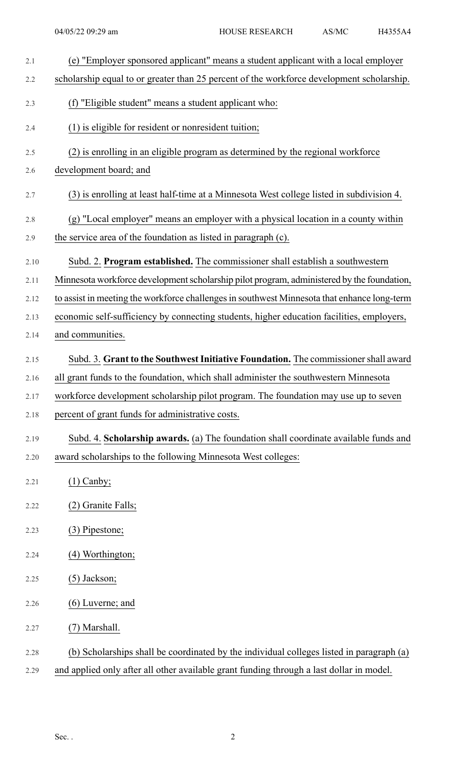(e) "Employer sponsored applicant" means a student applicant with a local employer scholarship equal to or greater than 25 percent of the workforce development scholarship.

(f) "Eligible student" means a student applicant who:

(1) is eligible for resident or nonresident tuition;

(2) is enrolling in an eligible program as determined by the regional workforce development board; and

(3) is enrolling at least half-time at a Minnesota West college listed in subdivision 4.

(g) "Local employer" means an employer with a physical location in a county within the service area of the foundation as listed in paragraph (c).

Subd. 2. **Program established.** The commissioner shall establish a southwestern Minnesota workforce development scholarship pilot program, administered by the foundation, to assist in meeting the workforce challenges in southwest Minnesota that enhance long-term economic self-sufficiency by connecting students, higher education facilities, employers, and communities.

Subd. 3. **Grant to the Southwest Initiative Foundation.** The commissioner shall award all grant funds to the foundation, which shall administer the southwestern Minnesota workforce development scholarship pilot program. The foundation may use up to seven percent of grant funds for administrative costs.

Subd. 4. **Scholarship awards.** (a) The foundation shall coordinate available funds and award scholarships to the following Minnesota West colleges:

(1) Canby;

(2) Granite Falls;

(3) Pipestone;

(4) Worthington;

(5) Jackson;

(6) Luverne; and

(7) Marshall.

(b) Scholarships shall be coordinated by the individual colleges listed in paragraph (a) and applied only after all other available grant funding through a last dollar in model.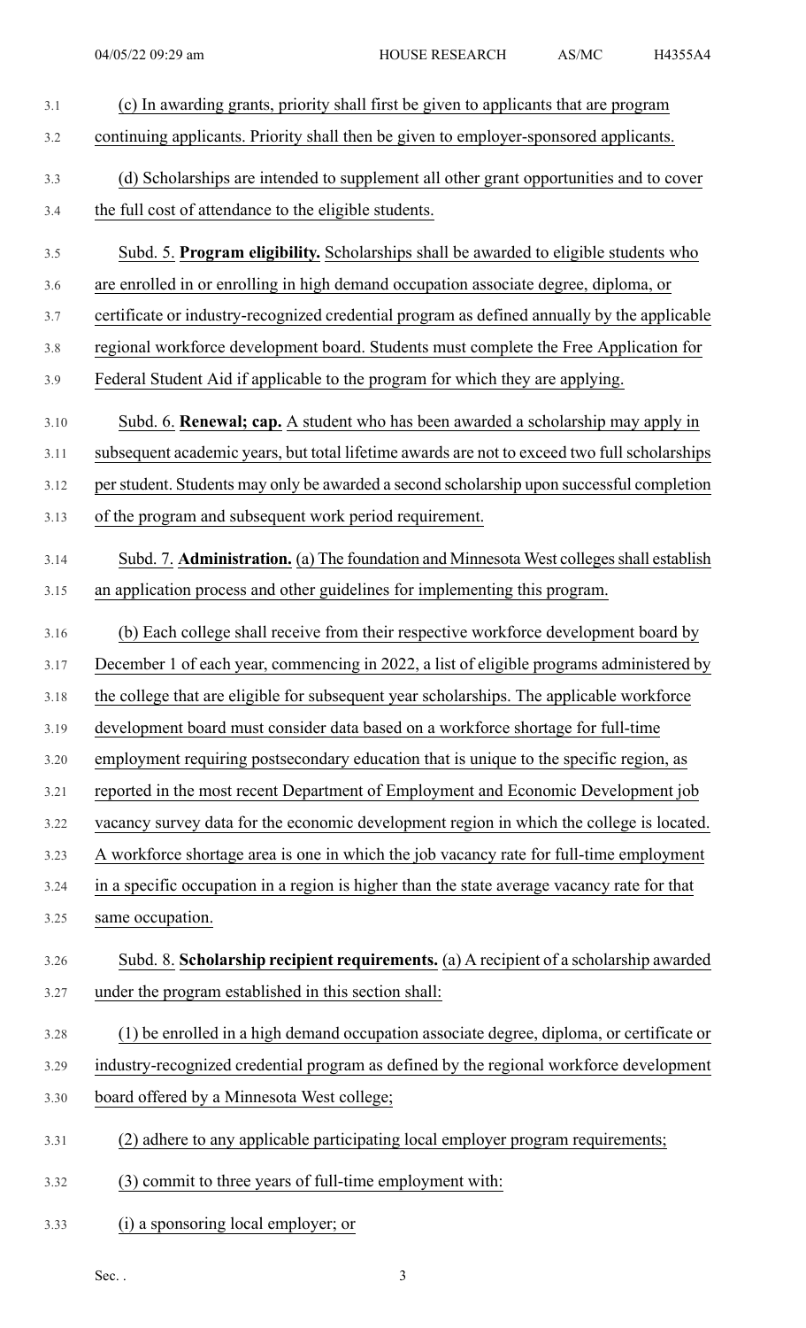(c) In awarding grants, priority shall first be given to applicants that are program continuing applicants. Priority shall then be given to employer-sponsored applicants.

(d) Scholarships are intended to supplement all other grant opportunities and to cover the full cost of attendance to the eligible students.

Subd. 5. **Program eligibility.** Scholarships shall be awarded to eligible students who are enrolled in or enrolling in high demand occupation associate degree, diploma, or certificate or industry-recognized credential program as defined annually by the applicable regional workforce development board. Students must complete the Free Application for Federal Student Aid if applicable to the program for which they are applying.

Subd. 6. **Renewal; cap.** A student who has been awarded a scholarship may apply in subsequent academic years, but total lifetime awards are not to exceed two full scholarships per student. Students may only be awarded a second scholarship upon successful completion of the program and subsequent work period requirement.

Subd. 7. **Administration.** (a) The foundation and Minnesota West colleges shall establish an application process and other guidelines for implementing this program.

(b) Each college shall receive from their respective workforce development board by December 1 of each year, commencing in 2022, a list of eligible programs administered by the college that are eligible for subsequent year scholarships. The applicable workforce development board must consider data based on a workforce shortage for full-time employment requiring postsecondary education that is unique to the specific region, as reported in the most recent Department of Employment and Economic Development job vacancy survey data for the economic development region in which the college is located. A workforce shortage area is one in which the job vacancy rate for full-time employment in a specific occupation in a region is higher than the state average vacancy rate for that same occupation.

Subd. 8. **Scholarship recipient requirements.** (a) A recipient of a scholarship awarded under the program established in this section shall:

(1) be enrolled in a high demand occupation associate degree, diploma, or certificate or industry-recognized credential program as defined by the regional workforce development board offered by a Minnesota West college;

(2) adhere to any applicable participating local employer program requirements;

(3) commit to three years of full-time employment with:

(i) a sponsoring local employer; or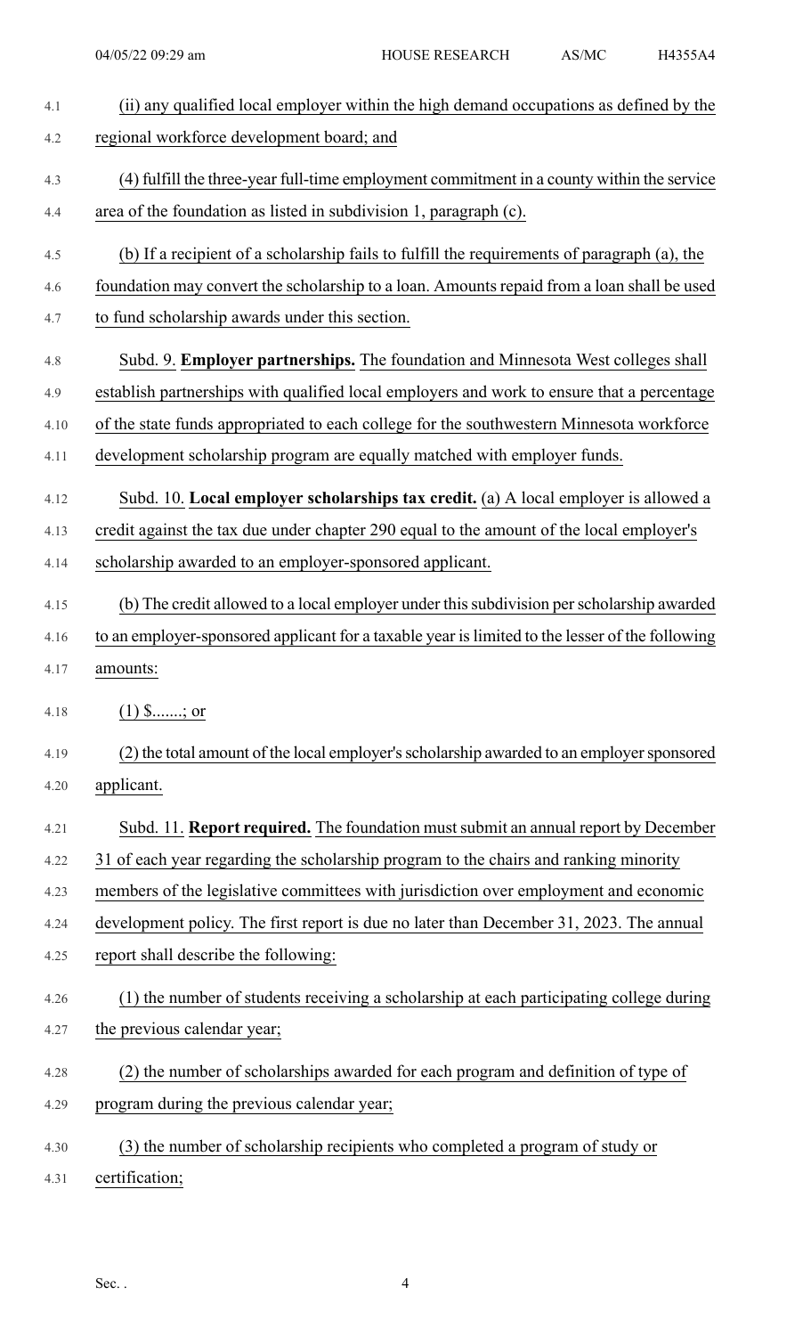(ii) any qualified local employer within the high demand occupations as defined by the regional workforce development board; and

(4) fulfill the three-year full-time employment commitment in a county within the service area of the foundation as listed in subdivision 1, paragraph (c).

(b) If a recipient of a scholarship fails to fulfill the requirements of paragraph (a), the foundation may convert the scholarship to a loan. Amounts repaid from a loan shall be used to fund scholarship awards under this section.

Subd. 9. **Employer partnerships.** The foundation and Minnesota West colleges shall establish partnerships with qualified local employers and work to ensure that a percentage of the state funds appropriated to each college for the southwestern Minnesota workforce development scholarship program are equally matched with employer funds.

Subd. 10. **Local employer scholarships tax credit.** (a) A local employer is allowed a credit against the tax due under chapter 290 equal to the amount of the local employer's scholarship awarded to an employer-sponsored applicant.

(b) The credit allowed to a local employer under this subdivision per scholarship awarded to an employer-sponsored applicant for a taxable year is limited to the lesser of the following amounts:

(1) $.......; or

(2) the total amount of the local employer's scholarship awarded to an employer sponsored applicant.

Subd. 11. **Report required.** The foundation must submit an annual report by December 31 of each year regarding the scholarship program to the chairs and ranking minority members of the legislative committees with jurisdiction over employment and economic development policy. The first report is due no later than December 31, 2023. The annual report shall describe the following:

(1) the number of students receiving a scholarship at each participating college during the previous calendar year;

(2) the number of scholarships awarded for each program and definition of type of program during the previous calendar year;

(3) the number of scholarship recipients who completed a program of study or certification;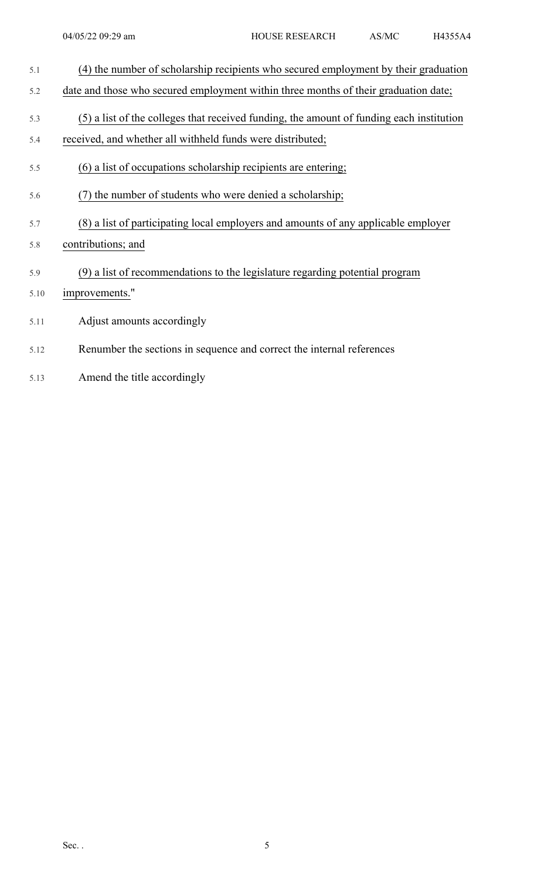(4) the number of scholarship recipients who secured employment by their graduation date and those who secured employment within three months of their graduation date;

(5) a list of the colleges that received funding, the amount of funding each institution received, and whether all withheld funds were distributed;

(6) a list of occupations scholarship recipients are entering;

(7) the number of students who were denied a scholarship;

(8) a list of participating local employers and amounts of any applicable employer contributions; and

(9) a list of recommendations to the legislature regarding potential program improvements."

Adjust amounts accordingly

Renumber the sections in sequence and correct the internal references

Amend the title accordingly